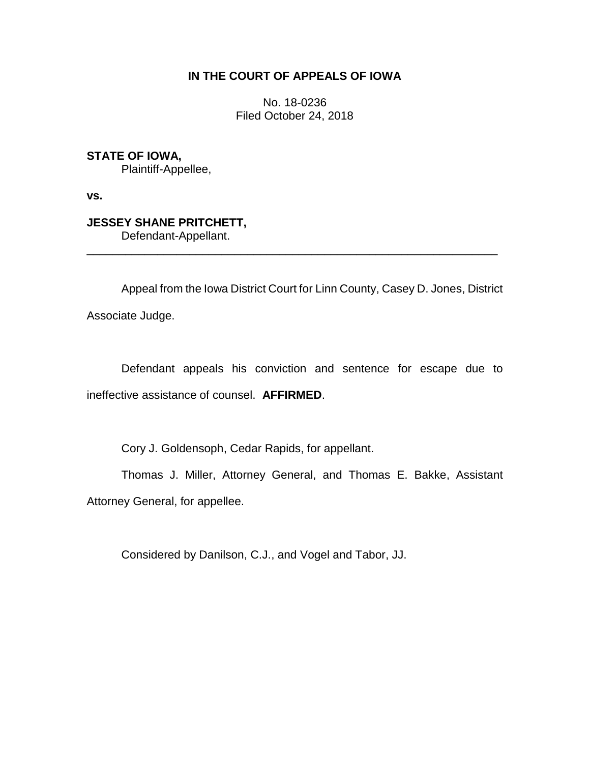**IN THE COURT OF APPEALS OF IOWA**

No. 18-0236
Filed October 24, 2018

**STATE OF IOWA,**
Plaintiff-Appellee,

**vs.**

**JESSEY SHANE PRITCHETT,**
Defendant-Appellant.

---

Appeal from the Iowa District Court for Linn County, Casey D. Jones, District Associate Judge.

Defendant appeals his conviction and sentence for escape due to ineffective assistance of counsel. **AFFIRMED**.

Cory J. Goldensoph, Cedar Rapids, for appellant.

Thomas J. Miller, Attorney General, and Thomas E. Bakke, Assistant Attorney General, for appellee.

Considered by Danilson, C.J., and Vogel and Tabor, JJ.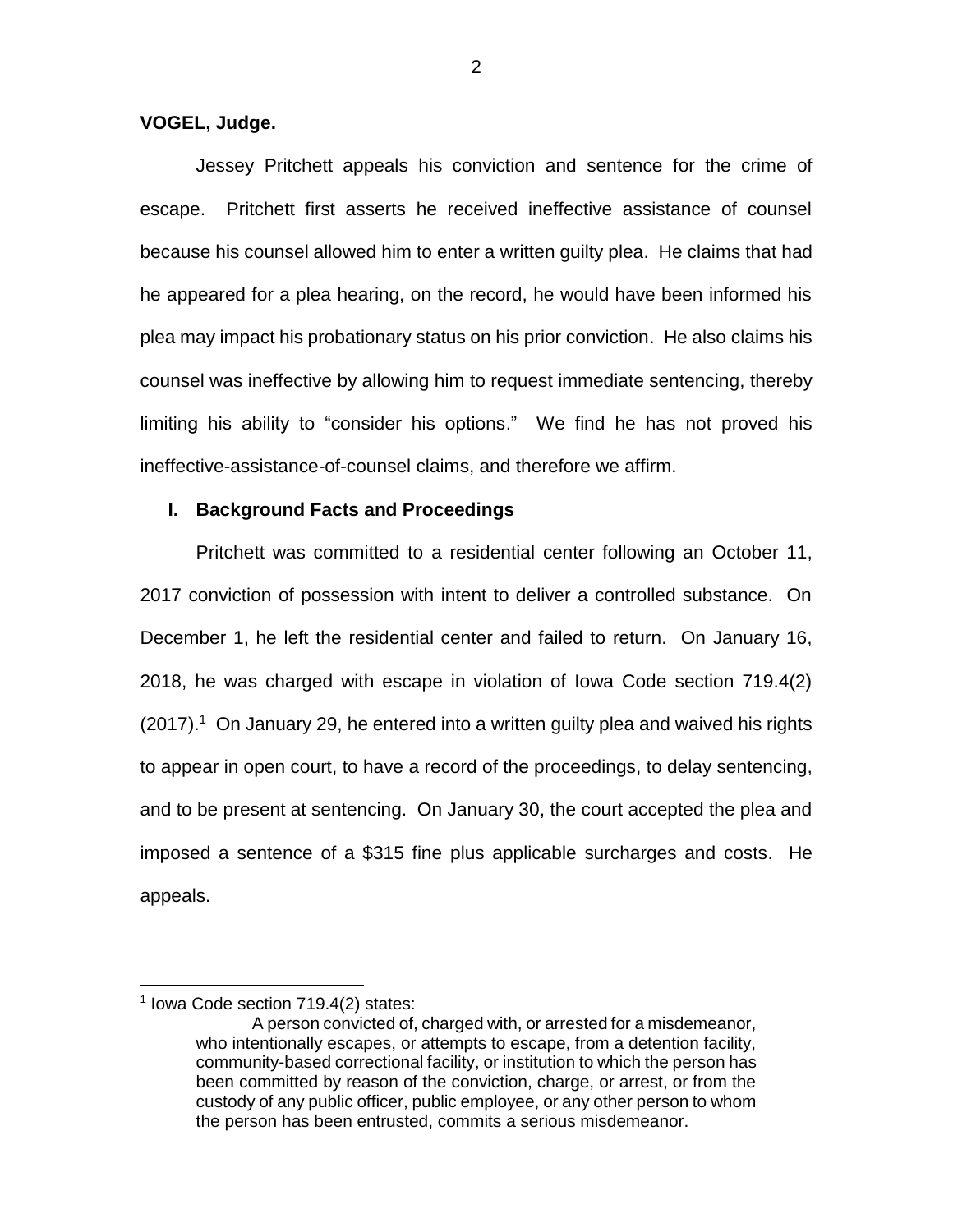**VOGEL, Judge.**

Jessey Pritchett appeals his conviction and sentence for the crime of escape. Pritchett first asserts he received ineffective assistance of counsel because his counsel allowed him to enter a written guilty plea. He claims that had he appeared for a plea hearing, on the record, he would have been informed his plea may impact his probationary status on his prior conviction. He also claims his counsel was ineffective by allowing him to request immediate sentencing, thereby limiting his ability to "consider his options." We find he has not proved his ineffective-assistance-of-counsel claims, and therefore we affirm.

## I. Background Facts and Proceedings

Pritchett was committed to a residential center following an October 11, 2017 conviction of possession with intent to deliver a controlled substance. On December 1, he left the residential center and failed to return. On January 16, 2018, he was charged with escape in violation of Iowa Code section 719.4(2) (2017).[1] On January 29, he entered into a written guilty plea and waived his rights to appear in open court, to have a record of the proceedings, to delay sentencing, and to be present at sentencing. On January 30, the court accepted the plea and imposed a sentence of a $315 fine plus applicable surcharges and costs. He appeals.

---

[1] Iowa Code section 719.4(2) states:

> A person convicted of, charged with, or arrested for a misdemeanor, who intentionally escapes, or attempts to escape, from a detention facility, community-based correctional facility, or institution to which the person has been committed by reason of the conviction, charge, or arrest, or from the custody of any public officer, public employee, or any other person to whom the person has been entrusted, commits a serious misdemeanor.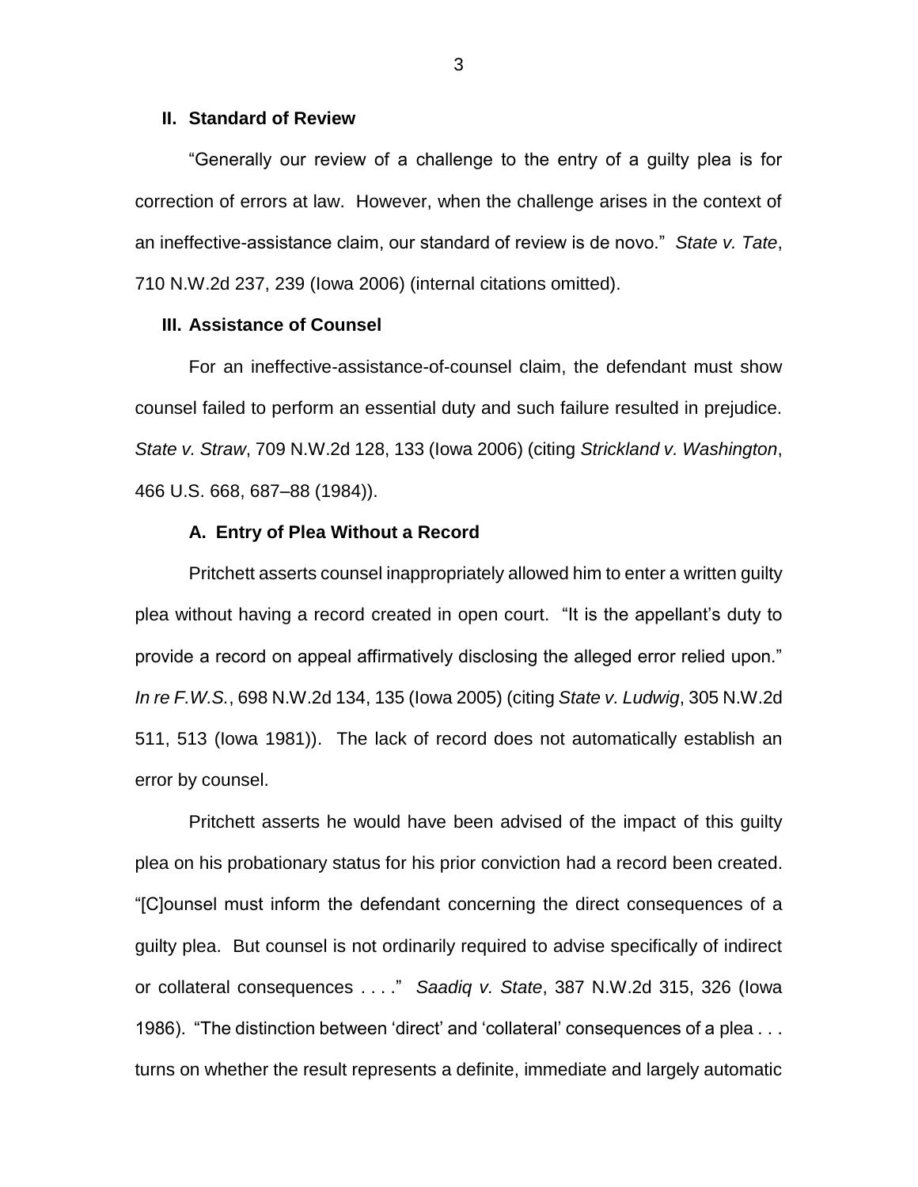## II. Standard of Review

"Generally our review of a challenge to the entry of a guilty plea is for correction of errors at law. However, when the challenge arises in the context of an ineffective-assistance claim, our standard of review is de novo." *State v. Tate*, 710 N.W.2d 237, 239 (Iowa 2006) (internal citations omitted).

## III. Assistance of Counsel

For an ineffective-assistance-of-counsel claim, the defendant must show counsel failed to perform an essential duty and such failure resulted in prejudice. *State v. Straw*, 709 N.W.2d 128, 133 (Iowa 2006) (citing *Strickland v. Washington*, 466 U.S. 668, 687–88 (1984)).

### A. Entry of Plea Without a Record

Pritchett asserts counsel inappropriately allowed him to enter a written guilty plea without having a record created in open court. "It is the appellant's duty to provide a record on appeal affirmatively disclosing the alleged error relied upon." *In re F.W.S.*, 698 N.W.2d 134, 135 (Iowa 2005) (citing *State v. Ludwig*, 305 N.W.2d 511, 513 (Iowa 1981)). The lack of record does not automatically establish an error by counsel.

Pritchett asserts he would have been advised of the impact of this guilty plea on his probationary status for his prior conviction had a record been created. "[C]ounsel must inform the defendant concerning the direct consequences of a guilty plea. But counsel is not ordinarily required to advise specifically of indirect or collateral consequences . . . ." *Saadiq v. State*, 387 N.W.2d 315, 326 (Iowa 1986). "The distinction between 'direct' and 'collateral' consequences of a plea . . . turns on whether the result represents a definite, immediate and largely automatic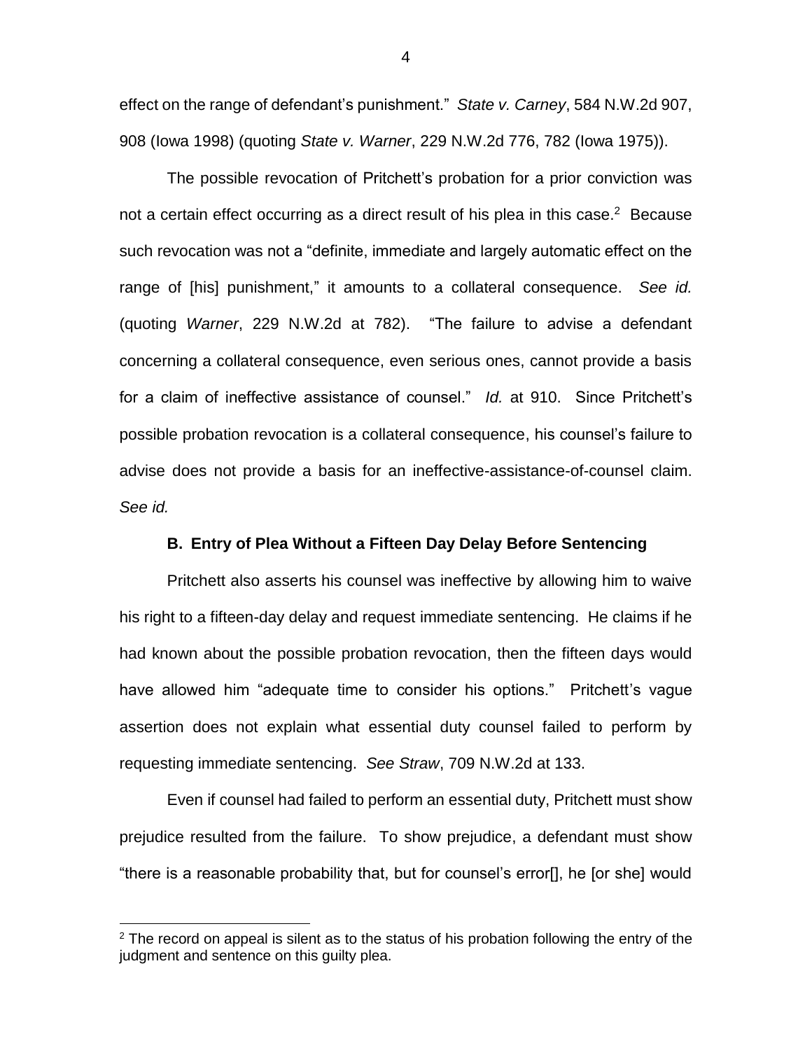effect on the range of defendant's punishment." *State v. Carney*, 584 N.W.2d 907, 908 (Iowa 1998) (quoting *State v. Warner*, 229 N.W.2d 776, 782 (Iowa 1975)).

The possible revocation of Pritchett's probation for a prior conviction was not a certain effect occurring as a direct result of his plea in this case.[2] Because such revocation was not a "definite, immediate and largely automatic effect on the range of [his] punishment," it amounts to a collateral consequence. *See id.* (quoting *Warner*, 229 N.W.2d at 782). "The failure to advise a defendant concerning a collateral consequence, even serious ones, cannot provide a basis for a claim of ineffective assistance of counsel." *Id.* at 910. Since Pritchett's possible probation revocation is a collateral consequence, his counsel's failure to advise does not provide a basis for an ineffective-assistance-of-counsel claim. *See id.*

### B. Entry of Plea Without a Fifteen Day Delay Before Sentencing

Pritchett also asserts his counsel was ineffective by allowing him to waive his right to a fifteen-day delay and request immediate sentencing. He claims if he had known about the possible probation revocation, then the fifteen days would have allowed him "adequate time to consider his options." Pritchett's vague assertion does not explain what essential duty counsel failed to perform by requesting immediate sentencing. *See Straw*, 709 N.W.2d at 133.

Even if counsel had failed to perform an essential duty, Pritchett must show prejudice resulted from the failure. To show prejudice, a defendant must show "there is a reasonable probability that, but for counsel's error[], he [or she] would

[2] The record on appeal is silent as to the status of his probation following the entry of the judgment and sentence on this guilty plea.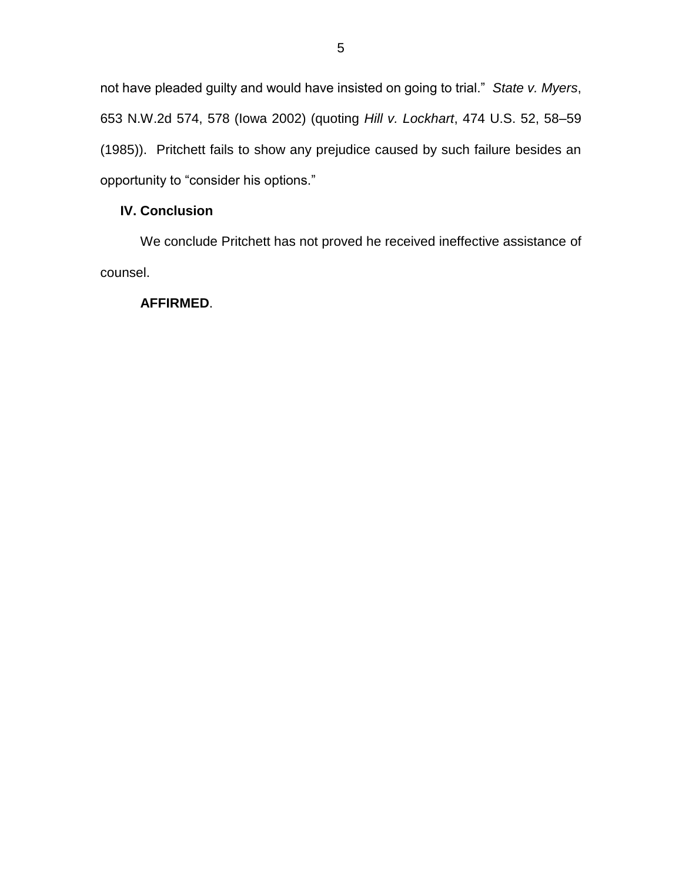not have pleaded guilty and would have insisted on going to trial." *State v. Myers*, 653 N.W.2d 574, 578 (Iowa 2002) (quoting *Hill v. Lockhart*, 474 U.S. 52, 58–59 (1985)). Pritchett fails to show any prejudice caused by such failure besides an opportunity to "consider his options."

## IV. Conclusion

We conclude Pritchett has not proved he received ineffective assistance of counsel.

**AFFIRMED**.